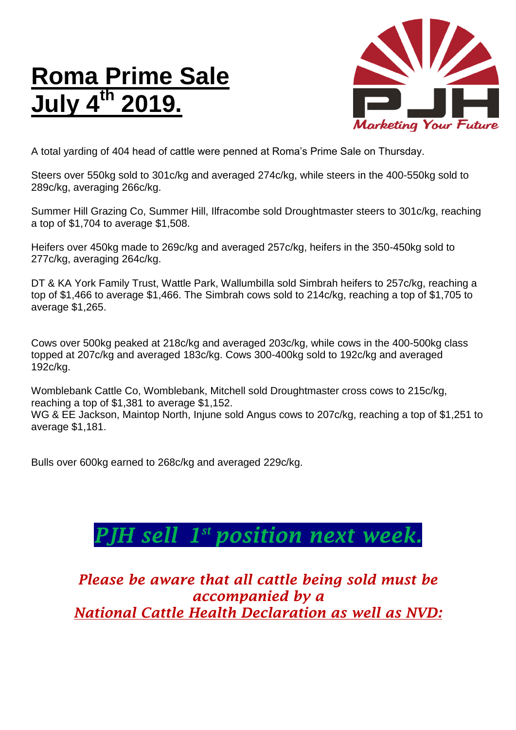# Roma Prime Sale July 4th 2019.

A total yarding of 404 head of cattle were penned at Roma's Prime Sale on Thursday.

Steers over 550kg sold to 301c/kg and averaged 274c/kg, while steers in the 400-550kg sold to 289c/kg, averaging 266c/kg.

Summer Hill Grazing Co, Summer Hill, Ilfracombe sold Droughtmaster steers to 301c/kg, reaching a top of $1,704 to average $1,508.

Heifers over 450kg made to 269c/kg and averaged 257c/kg, heifers in the 350-450kg sold to 277c/kg, averaging 264c/kg.

DT & KA York Family Trust, Wattle Park, Wallumbilla sold Simbrah heifers to 257c/kg, reaching a top of $1,466 to average $1,466. The Simbrah cows sold to 214c/kg, reaching a top of $1,705 to average $1,265.

Cows over 500kg peaked at 218c/kg and averaged 203c/kg, while cows in the 400-500kg class topped at 207c/kg and averaged 183c/kg. Cows 300-400kg sold to 192c/kg and averaged 192c/kg.

Womblebank Cattle Co, Womblebank, Mitchell sold Droughtmaster cross cows to 215c/kg, reaching a top of $1,381 to average $1,152.
WG & EE Jackson, Maintop North, Injune sold Angus cows to 207c/kg, reaching a top of $1,251 to average $1,181.

Bulls over 600kg earned to 268c/kg and averaged 229c/kg.

## *PJH sell 1st position next week.*

***Please be aware that all cattle being sold must be accompanied by a National Cattle Health Declaration as well as NVD:***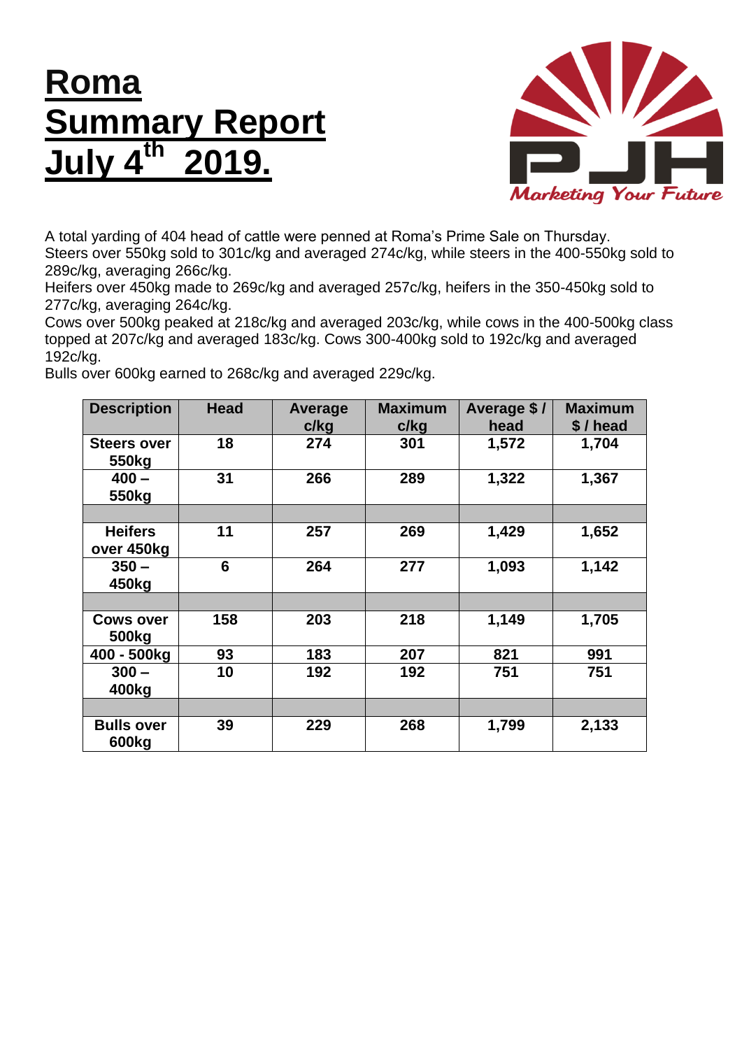# Roma Summary Report July 4th 2019.

Marketing Your Future

A total yarding of 404 head of cattle were penned at Roma's Prime Sale on Thursday.
Steers over 550kg sold to 301c/kg and averaged 274c/kg, while steers in the 400-550kg sold to 289c/kg, averaging 266c/kg.
Heifers over 450kg made to 269c/kg and averaged 257c/kg, heifers in the 350-450kg sold to 277c/kg, averaging 264c/kg.
Cows over 500kg peaked at 218c/kg and averaged 203c/kg, while cows in the 400-500kg class topped at 207c/kg and averaged 183c/kg. Cows 300-400kg sold to 192c/kg and averaged 192c/kg.
Bulls over 600kg earned to 268c/kg and averaged 229c/kg.

| Description | Head | Average c/kg | Maximum c/kg | Average $ / head | Maximum $ / head |
|---|---|---|---|---|---|
| Steers over 550kg | 18 | 274 | 301 | 1,572 | 1,704 |
| 400 – 550kg | 31 | 266 | 289 | 1,322 | 1,367 |
| | | | | | |
| Heifers over 450kg | 11 | 257 | 269 | 1,429 | 1,652 |
| 350 – 450kg | 6 | 264 | 277 | 1,093 | 1,142 |
| | | | | | |
| Cows over 500kg | 158 | 203 | 218 | 1,149 | 1,705 |
| 400 - 500kg | 93 | 183 | 207 | 821 | 991 |
| 300 – 400kg | 10 | 192 | 192 | 751 | 751 |
| | | | | | |
| Bulls over 600kg | 39 | 229 | 268 | 1,799 | 2,133 |